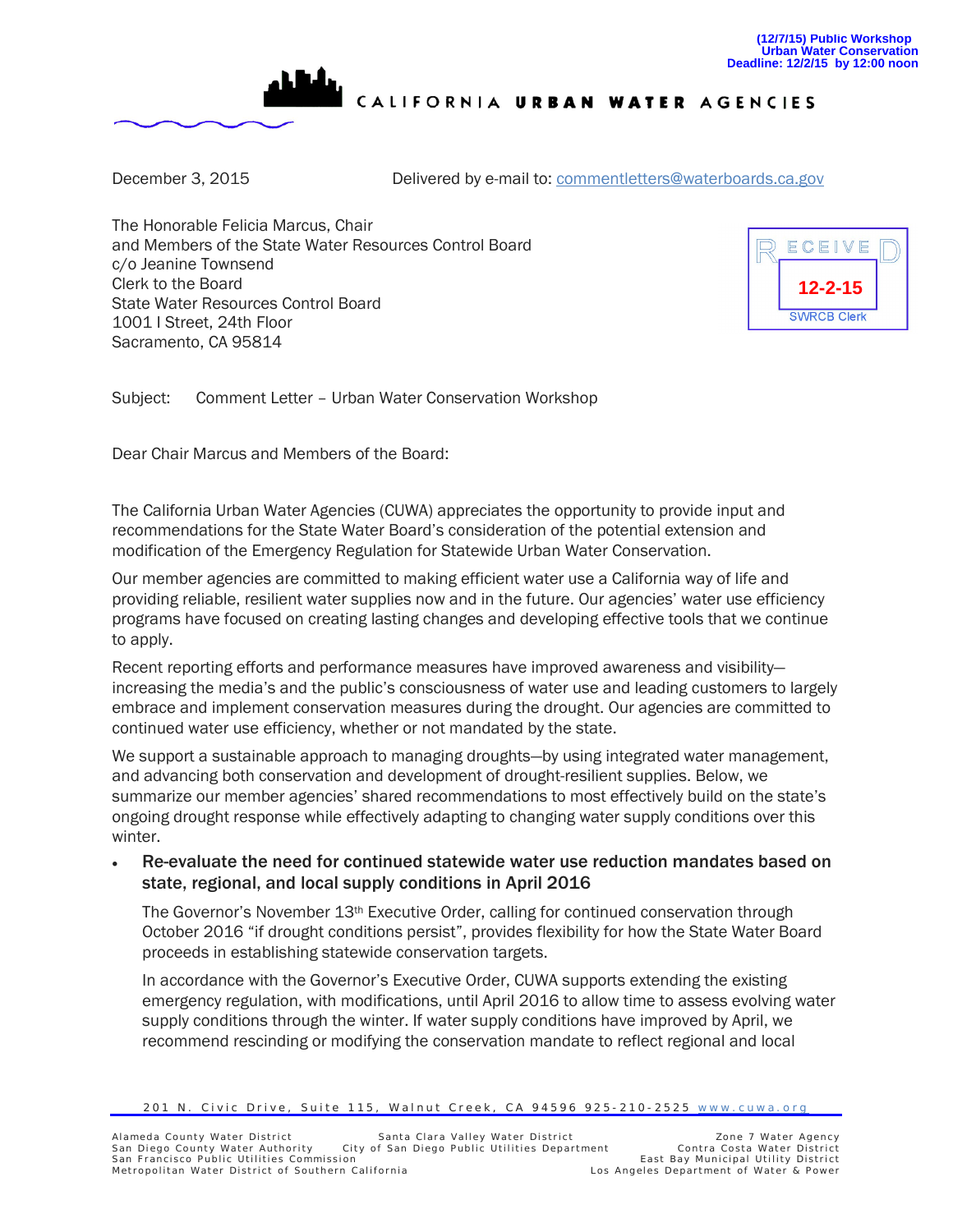(12/7/15) Public Workshop
Urban Water Conservation
Deadline: 12/2/15 by 12:00 noon

CALIFORNIA **URBAN WATER** AGENCIES

December 3, 2015 Delivered by e-mail to: commentletters@waterboards.ca.gov

The Honorable Felicia Marcus, Chair
and Members of the State Water Resources Control Board
c/o Jeanine Townsend
Clerk to the Board
State Water Resources Control Board
1001 I Street, 24th Floor
Sacramento, CA 95814

RECEIVED
12-2-15
SWRCB Clerk

Subject: Comment Letter – Urban Water Conservation Workshop

Dear Chair Marcus and Members of the Board:

The California Urban Water Agencies (CUWA) appreciates the opportunity to provide input and recommendations for the State Water Board's consideration of the potential extension and modification of the Emergency Regulation for Statewide Urban Water Conservation.

Our member agencies are committed to making efficient water use a California way of life and providing reliable, resilient water supplies now and in the future. Our agencies' water use efficiency programs have focused on creating lasting changes and developing effective tools that we continue to apply.

Recent reporting efforts and performance measures have improved awareness and visibility—increasing the media's and the public's consciousness of water use and leading customers to largely embrace and implement conservation measures during the drought. Our agencies are committed to continued water use efficiency, whether or not mandated by the state.

We support a sustainable approach to managing droughts—by using integrated water management, and advancing both conservation and development of drought-resilient supplies. Below, we summarize our member agencies' shared recommendations to most effectively build on the state's ongoing drought response while effectively adapting to changing water supply conditions over this winter.

- **Re-evaluate the need for continued statewide water use reduction mandates based on state, regional, and local supply conditions in April 2016**

  The Governor's November 13th Executive Order, calling for continued conservation through October 2016 "if drought conditions persist", provides flexibility for how the State Water Board proceeds in establishing statewide conservation targets.

  In accordance with the Governor's Executive Order, CUWA supports extending the existing emergency regulation, with modifications, until April 2016 to allow time to assess evolving water supply conditions through the winter. If water supply conditions have improved by April, we recommend rescinding or modifying the conservation mandate to reflect regional and local

201 N. Civic Drive, Suite 115, Walnut Creek, CA 94596 925-210-2525 www.cuwa.org

Alameda County Water District · Santa Clara Valley Water District · Zone 7 Water Agency · San Diego County Water Authority · City of San Diego Public Utilities Department · Contra Costa Water District · San Francisco Public Utilities Commission · East Bay Municipal Utility District · Metropolitan Water District of Southern California · Los Angeles Department of Water & Power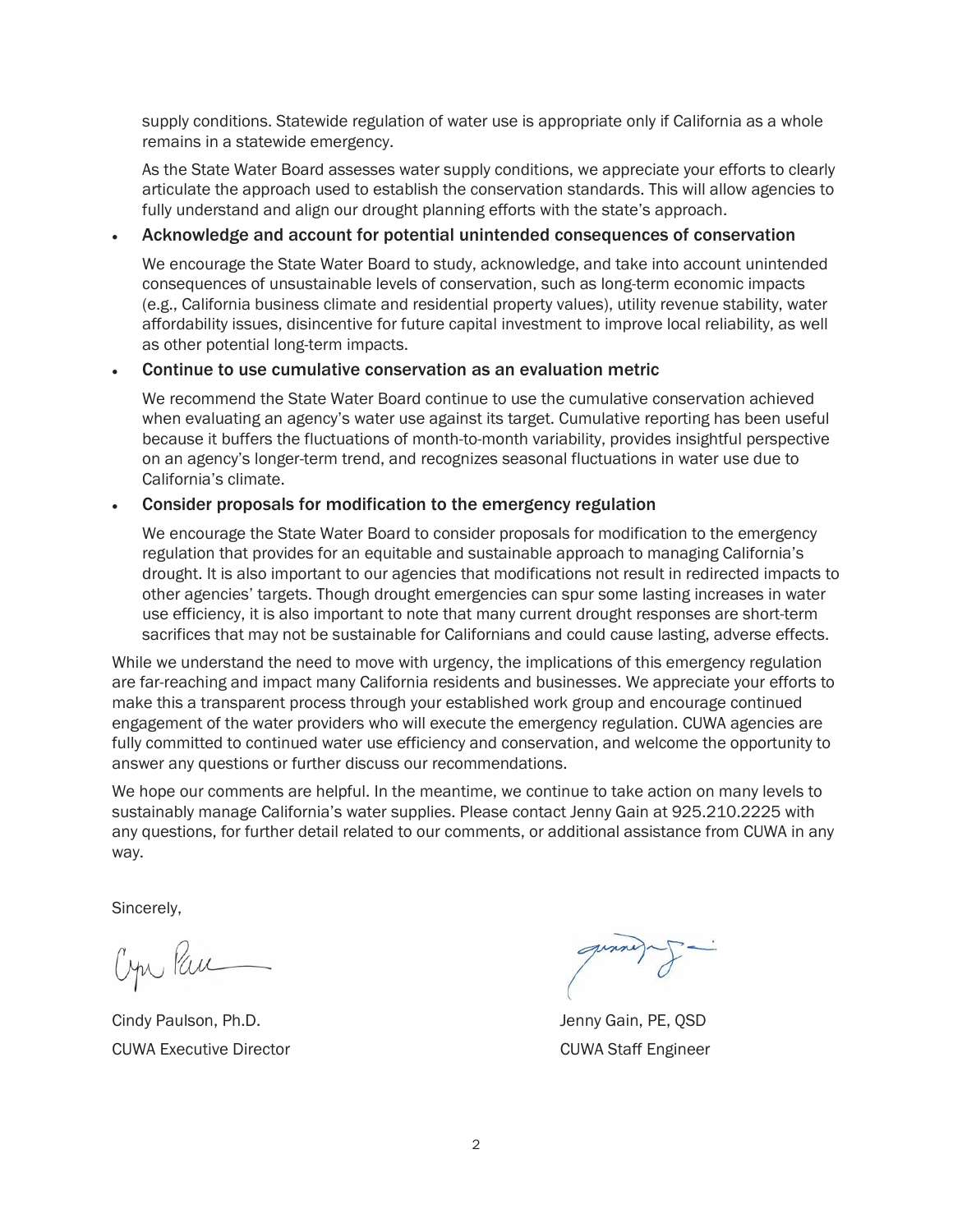supply conditions. Statewide regulation of water use is appropriate only if California as a whole remains in a statewide emergency.

As the State Water Board assesses water supply conditions, we appreciate your efforts to clearly articulate the approach used to establish the conservation standards. This will allow agencies to fully understand and align our drought planning efforts with the state's approach.

- Acknowledge and account for potential unintended consequences of conservation

  We encourage the State Water Board to study, acknowledge, and take into account unintended consequences of unsustainable levels of conservation, such as long-term economic impacts (e.g., California business climate and residential property values), utility revenue stability, water affordability issues, disincentive for future capital investment to improve local reliability, as well as other potential long-term impacts.

- Continue to use cumulative conservation as an evaluation metric

  We recommend the State Water Board continue to use the cumulative conservation achieved when evaluating an agency's water use against its target. Cumulative reporting has been useful because it buffers the fluctuations of month-to-month variability, provides insightful perspective on an agency's longer-term trend, and recognizes seasonal fluctuations in water use due to California's climate.

- Consider proposals for modification to the emergency regulation

  We encourage the State Water Board to consider proposals for modification to the emergency regulation that provides for an equitable and sustainable approach to managing California's drought. It is also important to our agencies that modifications not result in redirected impacts to other agencies' targets. Though drought emergencies can spur some lasting increases in water use efficiency, it is also important to note that many current drought responses are short-term sacrifices that may not be sustainable for Californians and could cause lasting, adverse effects.

While we understand the need to move with urgency, the implications of this emergency regulation are far-reaching and impact many California residents and businesses. We appreciate your efforts to make this a transparent process through your established work group and encourage continued engagement of the water providers who will execute the emergency regulation. CUWA agencies are fully committed to continued water use efficiency and conservation, and welcome the opportunity to answer any questions or further discuss our recommendations.

We hope our comments are helpful. In the meantime, we continue to take action on many levels to sustainably manage California's water supplies. Please contact Jenny Gain at 925.210.2225 with any questions, for further detail related to our comments, or additional assistance from CUWA in any way.

Sincerely,

Cindy Paulson, Ph.D.
CUWA Executive Director

Jenny Gain, PE, QSD
CUWA Staff Engineer